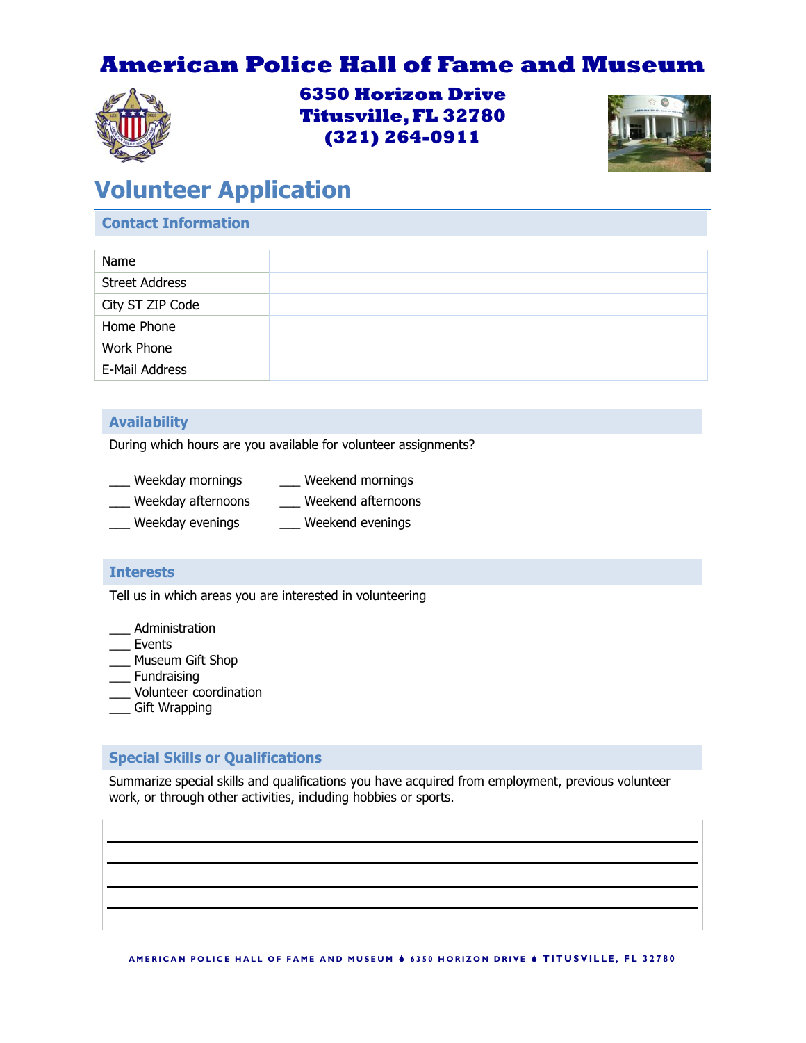# American Police Hall of Fame and Museum

**6350 Horizon Drive**
**Titusville, FL 32780**
**(321) 264-0911**

## Volunteer Application

### Contact Information

| Name | |
|---|---|
| Street Address | |
| City ST ZIP Code | |
| Home Phone | |
| Work Phone | |
| E-Mail Address | |

### Availability

During which hours are you available for volunteer assignments?

___ Weekday mornings
___ Weekday afternoons
___ Weekday evenings
___ Weekend mornings
___ Weekend afternoons
___ Weekend evenings

### Interests

Tell us in which areas you are interested in volunteering

___ Administration
___ Events
___ Museum Gift Shop
___ Fundraising
___ Volunteer coordination
___ Gift Wrapping

### Special Skills or Qualifications

Summarize special skills and qualifications you have acquired from employment, previous volunteer work, or through other activities, including hobbies or sports.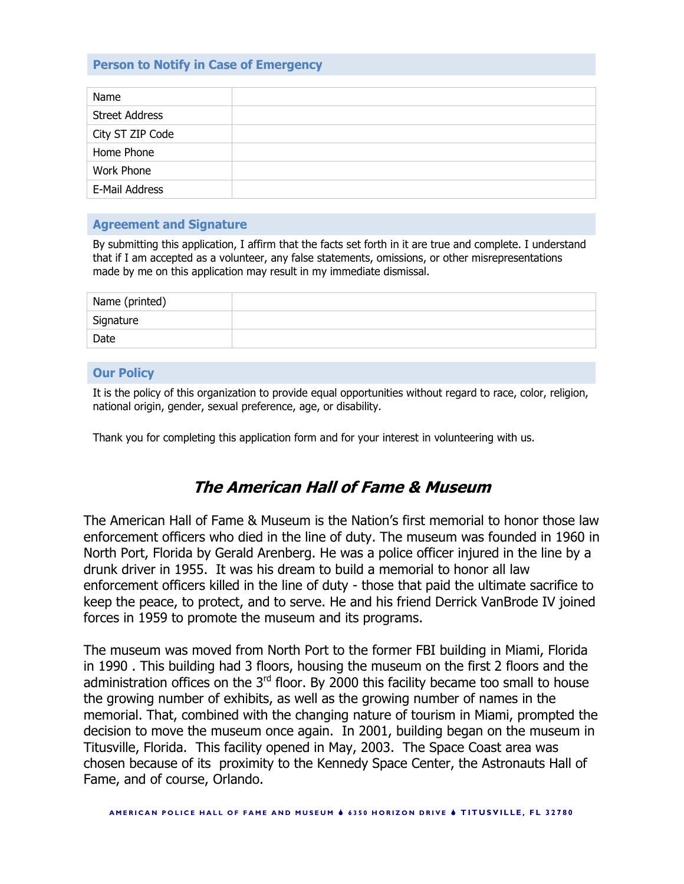## Person to Notify in Case of Emergency

| | |
|---|---|
| Name | |
| Street Address | |
| City ST ZIP Code | |
| Home Phone | |
| Work Phone | |
| E-Mail Address | |

## Agreement and Signature

By submitting this application, I affirm that the facts set forth in it are true and complete. I understand that if I am accepted as a volunteer, any false statements, omissions, or other misrepresentations made by me on this application may result in my immediate dismissal.

| | |
|---|---|
| Name (printed) | |
| Signature | |
| Date | |

## Our Policy

It is the policy of this organization to provide equal opportunities without regard to race, color, religion, national origin, gender, sexual preference, age, or disability.

Thank you for completing this application form and for your interest in volunteering with us.

# *The American Hall of Fame & Museum*

The American Hall of Fame & Museum is the Nation's first memorial to honor those law enforcement officers who died in the line of duty. The museum was founded in 1960 in North Port, Florida by Gerald Arenberg. He was a police officer injured in the line by a drunk driver in 1955. It was his dream to build a memorial to honor all law enforcement officers killed in the line of duty - those that paid the ultimate sacrifice to keep the peace, to protect, and to serve. He and his friend Derrick VanBrode IV joined forces in 1959 to promote the museum and its programs.

The museum was moved from North Port to the former FBI building in Miami, Florida in 1990 . This building had 3 floors, housing the museum on the first 2 floors and the administration offices on the 3rd floor. By 2000 this facility became too small to house the growing number of exhibits, as well as the growing number of names in the memorial. That, combined with the changing nature of tourism in Miami, prompted the decision to move the museum once again. In 2001, building began on the museum in Titusville, Florida. This facility opened in May, 2003. The Space Coast area was chosen because of its proximity to the Kennedy Space Center, the Astronauts Hall of Fame, and of course, Orlando.